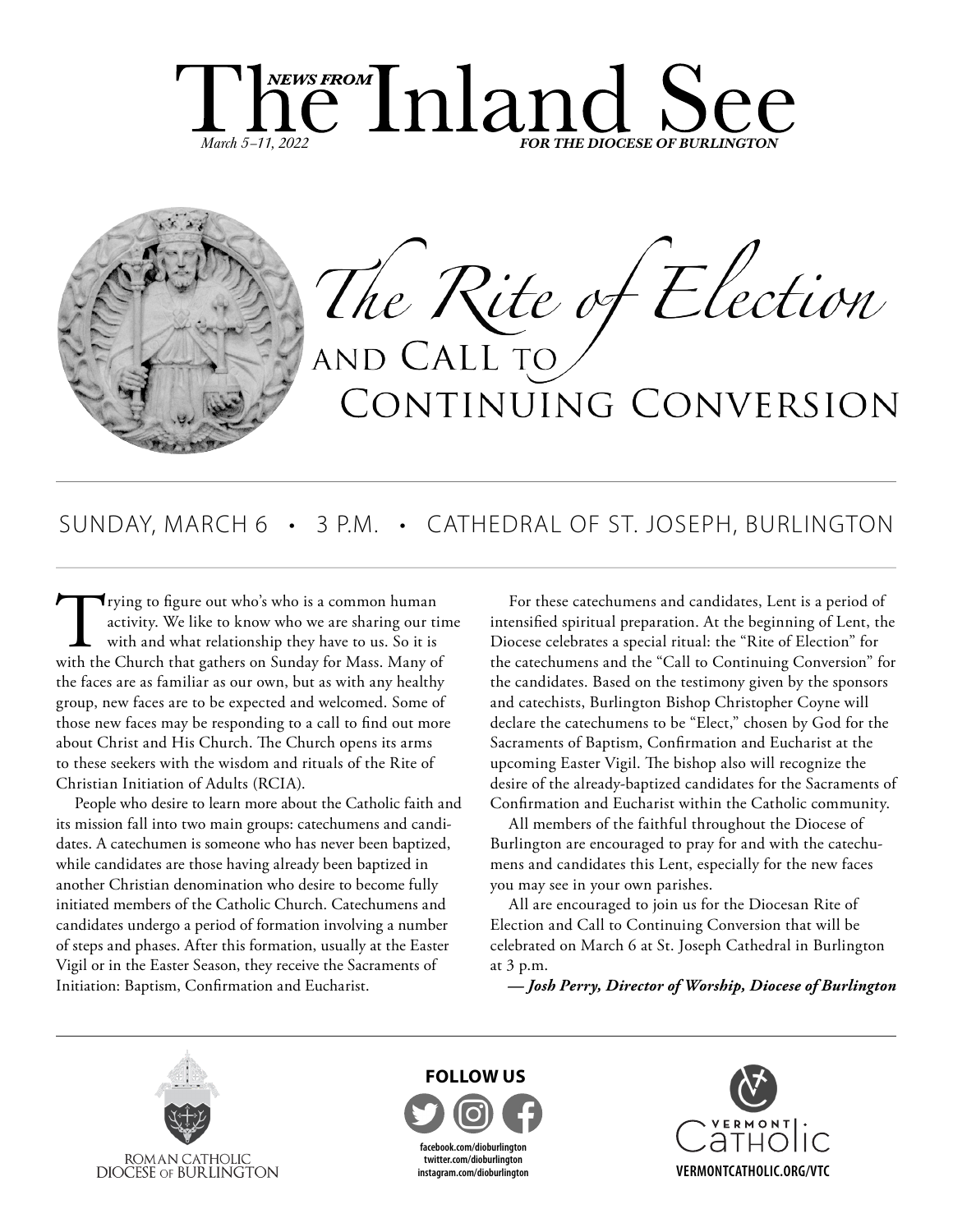# *NEWS FROM* The Inland See

*March 5–11, 2022* ***FOR THE DIOCESE OF BURLINGTON***

## *The Rite of Election* AND CALL TO CONTINUING CONVERSION

SUNDAY, MARCH 6 • 3 P.M. • CATHEDRAL OF ST. JOSEPH, BURLINGTON

Trying to figure out who's who is a common human activity. We like to know who we are sharing our time with and what relationship they have to us. So it is with the Church that gathers on Sunday for Mass. Many of the faces are as familiar as our own, but as with any healthy group, new faces are to be expected and welcomed. Some of those new faces may be responding to a call to find out more about Christ and His Church. The Church opens its arms to these seekers with the wisdom and rituals of the Rite of Christian Initiation of Adults (RCIA).

People who desire to learn more about the Catholic faith and its mission fall into two main groups: catechumens and candidates. A catechumen is someone who has never been baptized, while candidates are those having already been baptized in another Christian denomination who desire to become fully initiated members of the Catholic Church. Catechumens and candidates undergo a period of formation involving a number of steps and phases. After this formation, usually at the Easter Vigil or in the Easter Season, they receive the Sacraments of Initiation: Baptism, Confirmation and Eucharist.

For these catechumens and candidates, Lent is a period of intensified spiritual preparation. At the beginning of Lent, the Diocese celebrates a special ritual: the "Rite of Election" for the catechumens and the "Call to Continuing Conversion" for the candidates. Based on the testimony given by the sponsors and catechists, Burlington Bishop Christopher Coyne will declare the catechumens to be "Elect," chosen by God for the Sacraments of Baptism, Confirmation and Eucharist at the upcoming Easter Vigil. The bishop also will recognize the desire of the already-baptized candidates for the Sacraments of Confirmation and Eucharist within the Catholic community.

All members of the faithful throughout the Diocese of Burlington are encouraged to pray for and with the catechumens and candidates this Lent, especially for the new faces you may see in your own parishes.

All are encouraged to join us for the Diocesan Rite of Election and Call to Continuing Conversion that will be celebrated on March 6 at St. Joseph Cathedral in Burlington at 3 p.m.

***— Josh Perry, Director of Worship, Diocese of Burlington***

ROMAN CATHOLIC DIOCESE OF BURLINGTON

**FOLLOW US**

facebook.com/dioburlington
twitter.com/dioburlington
instagram.com/dioburlington

VERMONT Catholic

**VERMONTCATHOLIC.ORG/VTC**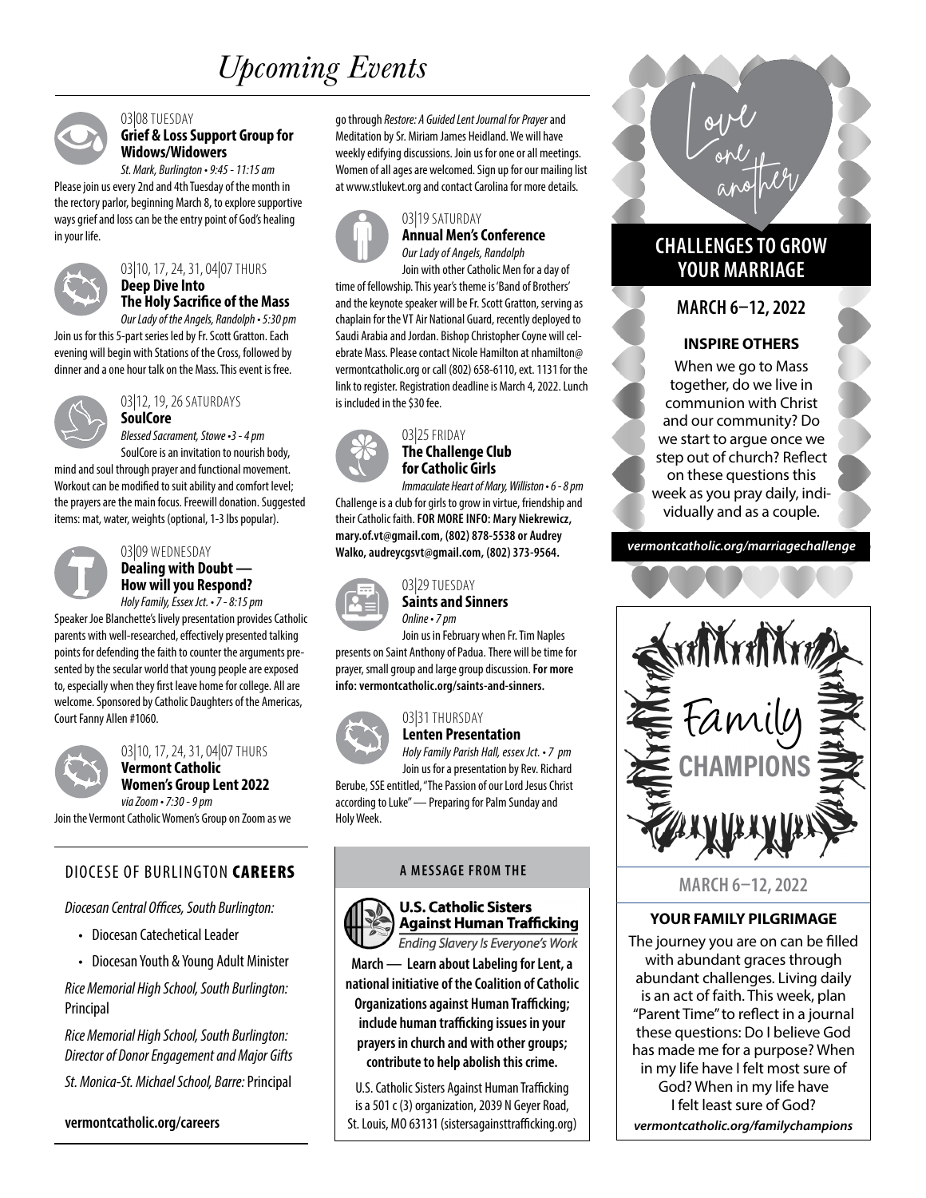# Upcoming Events

03|08 TUESDAY
### Grief & Loss Support Group for Widows/Widowers
*St. Mark, Burlington • 9:45 - 11:15 am*

Please join us every 2nd and 4th Tuesday of the month in the rectory parlor, beginning March 8, to explore supportive ways grief and loss can be the entry point of God's healing in your life.

03|10, 17, 24, 31, 04|07 THURS
### Deep Dive Into The Holy Sacrifice of the Mass
*Our Lady of the Angels, Randolph • 5:30 pm*

Join us for this 5-part series led by Fr. Scott Gratton. Each evening will begin with Stations of the Cross, followed by dinner and a one hour talk on the Mass. This event is free.

03|12, 19, 26 SATURDAYS
### SoulCore
*Blessed Sacrament, Stowe •3 - 4 pm*

SoulCore is an invitation to nourish body, mind and soul through prayer and functional movement. Workout can be modified to suit ability and comfort level; the prayers are the main focus. Freewill donation. Suggested items: mat, water, weights (optional, 1-3 lbs popular).

03|09 WEDNESDAY
### Dealing with Doubt — How will you Respond?
*Holy Family, Essex Jct. • 7 - 8:15 pm*

Speaker Joe Blanchette's lively presentation provides Catholic parents with well-researched, effectively presented talking points for defending the faith to counter the arguments presented by the secular world that young people are exposed to, especially when they first leave home for college. All are welcome. Sponsored by Catholic Daughters of the Americas, Court Fanny Allen #1060.

03|10, 17, 24, 31, 04|07 THURS
### Vermont Catholic Women's Group Lent 2022
*via Zoom • 7:30 - 9 pm*

Join the Vermont Catholic Women's Group on Zoom as we go through *Restore: A Guided Lent Journal for Prayer* and Meditation by Sr. Miriam James Heidland. We will have weekly edifying discussions. Join us for one or all meetings. Women of all ages are welcomed. Sign up for our mailing list at www.stlukevt.org and contact Carolina for more details.

03|19 SATURDAY
### Annual Men's Conference
*Our Lady of Angels, Randolph*

Join with other Catholic Men for a day of time of fellowship. This year's theme is 'Band of Brothers' and the keynote speaker will be Fr. Scott Gratton, serving as chaplain for the VT Air National Guard, recently deployed to Saudi Arabia and Jordan. Bishop Christopher Coyne will celebrate Mass. Please contact Nicole Hamilton at nhamilton@vermontcatholic.org or call (802) 658-6110, ext. 1131 for the link to register. Registration deadline is March 4, 2022. Lunch is included in the $30 fee.

03|25 FRIDAY
### The Challenge Club for Catholic Girls
*Immaculate Heart of Mary, Williston • 6 - 8 pm*

Challenge is a club for girls to grow in virtue, friendship and their Catholic faith. **FOR MORE INFO: Mary Niekrewicz, mary.of.vt@gmail.com, (802) 878-5538 or Audrey Walko, audreycgsvt@gmail.com, (802) 373-9564.**

03|29 TUESDAY
### Saints and Sinners
*Online • 7 pm*

Join us in February when Fr. Tim Naples presents on Saint Anthony of Padua. There will be time for prayer, small group and large group discussion. **For more info: vermontcatholic.org/saints-and-sinners.**

03|31 THURSDAY
### Lenten Presentation
*Holy Family Parish Hall, essex Jct. • 7 pm*

Join us for a presentation by Rev. Richard Berube, SSE entitled, "The Passion of our Lord Jesus Christ according to Luke" — Preparing for Palm Sunday and Holy Week.

## DIOCESE OF BURLINGTON **CAREERS**

*Diocesan Central Offices, South Burlington:*

- Diocesan Catechetical Leader
- Diocesan Youth & Young Adult Minister

*Rice Memorial High School, South Burlington:* Principal

*Rice Memorial High School, South Burlington: Director of Donor Engagement and Major Gifts*

*St. Monica-St. Michael School, Barre:* Principal

**vermontcatholic.org/careers**

## A MESSAGE FROM THE

**U.S. Catholic Sisters Against Human Trafficking**
*Ending Slavery Is Everyone's Work*

**March — Learn about Labeling for Lent, a national initiative of the Coalition of Catholic Organizations against Human Trafficking; include human trafficking issues in your prayers in church and with other groups; contribute to help abolish this crime.**

U.S. Catholic Sisters Against Human Trafficking is a 501 c (3) organization, 2039 N Geyer Road, St. Louis, MO 63131 (sistersagainsttrafficking.org)

Love one another

## CHALLENGES TO GROW YOUR MARRIAGE

**MARCH 6–12, 2022**

**INSPIRE OTHERS**

When we go to Mass together, do we live in communion with Christ and our community? Do we start to argue once we step out of church? Reflect on these questions this week as you pray daily, individually and as a couple.

***vermontcatholic.org/marriagechallenge***

## Family CHAMPIONS

**MARCH 6–12, 2022**

**YOUR FAMILY PILGRIMAGE**

The journey you are on can be filled with abundant graces through abundant challenges. Living daily is an act of faith. This week, plan "Parent Time" to reflect in a journal these questions: Do I believe God has made me for a purpose? When in my life have I felt most sure of God? When in my life have I felt least sure of God?

***vermontcatholic.org/familychampions***